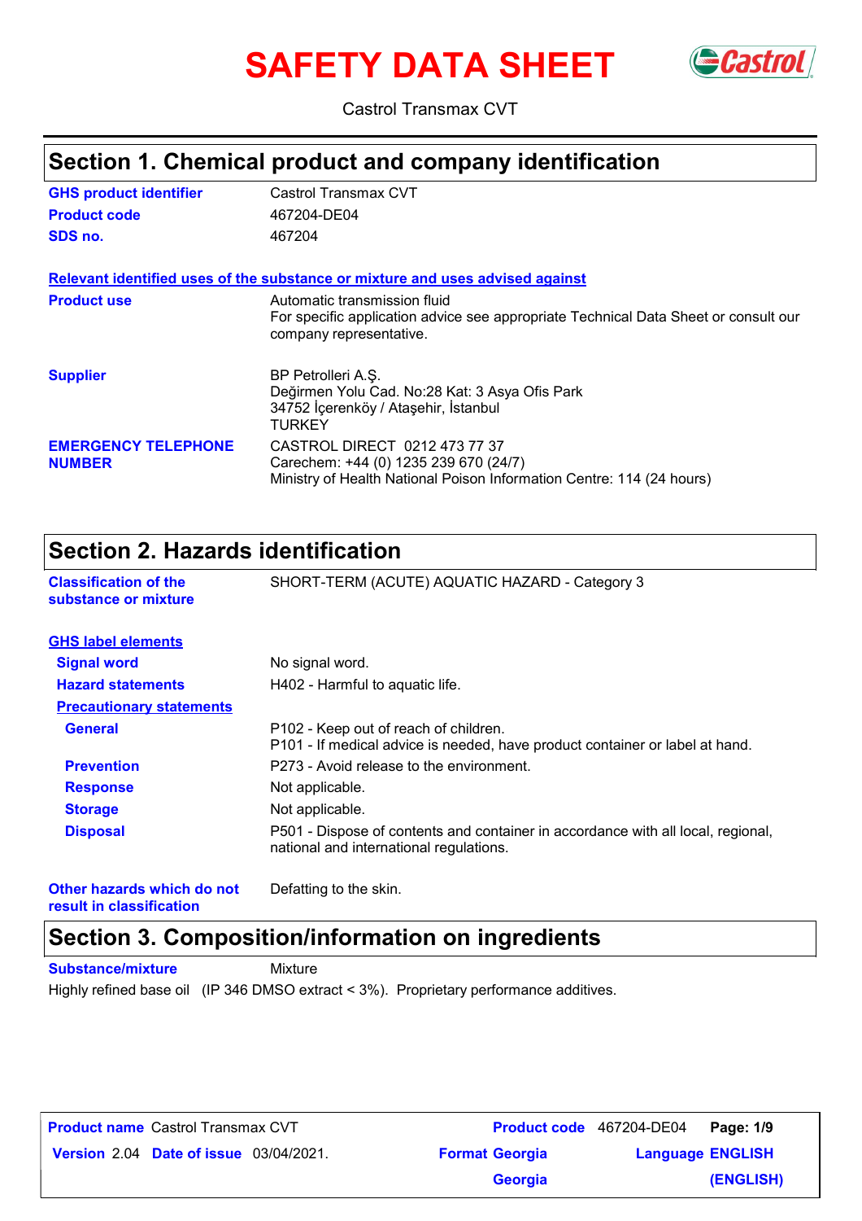# SAFETY DATA SHEET

Castrol Transmax CVT

## Section 1. Chemical product and company identification

| | |
|---|---|
| **GHS product identifier** | Castrol Transmax CVT |
| **Product code** | 467204-DE04 |
| **SDS no.** | 467204 |

**Relevant identified uses of the substance or mixture and uses advised against**

| | |
|---|---|
| **Product use** | Automatic transmission fluid<br>For specific application advice see appropriate Technical Data Sheet or consult our company representative. |
| **Supplier** | BP Petrolleri A.Ş.<br>Değirmen Yolu Cad. No:28 Kat: 3 Asya Ofis Park<br>34752 İçerenköy / Ataşehir, İstanbul<br>TURKEY |
| **EMERGENCY TELEPHONE NUMBER** | CASTROL DIRECT 0212 473 77 37<br>Carechem: +44 (0) 1235 239 670 (24/7)<br>Ministry of Health National Poison Information Centre: 114 (24 hours) |

## Section 2. Hazards identification

| | |
|---|---|
| **Classification of the substance or mixture** | SHORT-TERM (ACUTE) AQUATIC HAZARD - Category 3 |

**GHS label elements**

| | |
|---|---|
| **Signal word** | No signal word. |
| **Hazard statements** | H402 - Harmful to aquatic life. |
| **Precautionary statements** | |
| **General** | P102 - Keep out of reach of children.<br>P101 - If medical advice is needed, have product container or label at hand. |
| **Prevention** | P273 - Avoid release to the environment. |
| **Response** | Not applicable. |
| **Storage** | Not applicable. |
| **Disposal** | P501 - Dispose of contents and container in accordance with all local, regional, national and international regulations. |
| **Other hazards which do not result in classification** | Defatting to the skin. |

## Section 3. Composition/information on ingredients

| | |
|---|---|
| **Substance/mixture** | Mixture |

Highly refined base oil (IP 346 DMSO extract < 3%). Proprietary performance additives.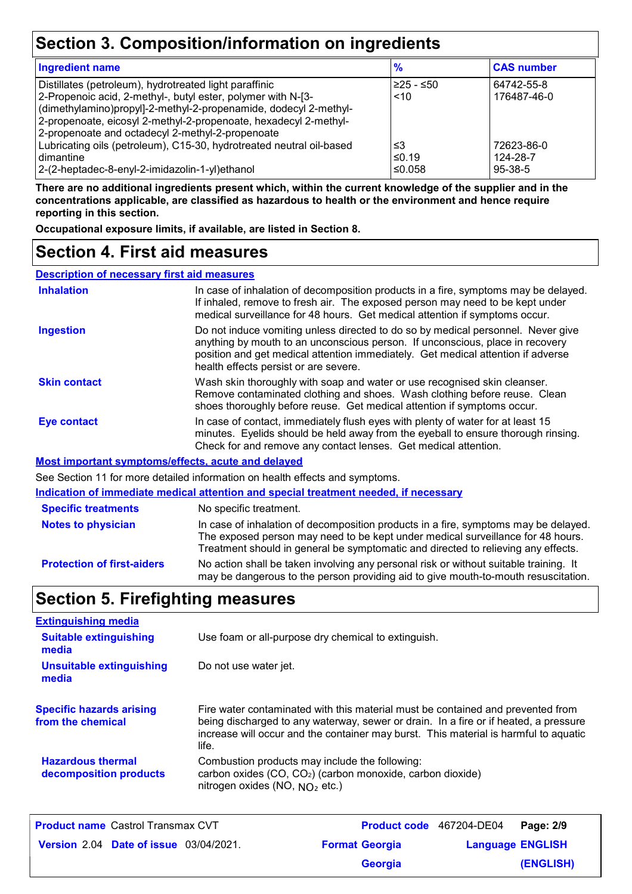## Section 3. Composition/information on ingredients

| Ingredient name | % | CAS number |
| --- | --- | --- |
| Distillates (petroleum), hydrotreated light paraffinic | ≥25 - ≤50 | 64742-55-8 |
| 2-Propenoic acid, 2-methyl-, butyl ester, polymer with N-[3-(dimethylamino)propyl]-2-methyl-2-propenamide, dodecyl 2-methyl-2-propenoate, eicosyl 2-methyl-2-propenoate, hexadecyl 2-methyl-2-propenoate and octadecyl 2-methyl-2-propenoate | <10 | 176487-46-0 |
| Lubricating oils (petroleum), C15-30, hydrotreated neutral oil-based | ≤3 | 72623-86-0 |
| dimantine | ≤0.19 | 124-28-7 |
| 2-(2-heptadec-8-enyl-2-imidazolin-1-yl)ethanol | ≤0.058 | 95-38-5 |

**There are no additional ingredients present which, within the current knowledge of the supplier and in the concentrations applicable, are classified as hazardous to health or the environment and hence require reporting in this section.**

**Occupational exposure limits, if available, are listed in Section 8.**

## Section 4. First aid measures

### Description of necessary first aid measures

**Inhalation**
In case of inhalation of decomposition products in a fire, symptoms may be delayed. If inhaled, remove to fresh air. The exposed person may need to be kept under medical surveillance for 48 hours. Get medical attention if symptoms occur.

**Ingestion**
Do not induce vomiting unless directed to do so by medical personnel. Never give anything by mouth to an unconscious person. If unconscious, place in recovery position and get medical attention immediately. Get medical attention if adverse health effects persist or are severe.

**Skin contact**
Wash skin thoroughly with soap and water or use recognised skin cleanser. Remove contaminated clothing and shoes. Wash clothing before reuse. Clean shoes thoroughly before reuse. Get medical attention if symptoms occur.

**Eye contact**
In case of contact, immediately flush eyes with plenty of water for at least 15 minutes. Eyelids should be held away from the eyeball to ensure thorough rinsing. Check for and remove any contact lenses. Get medical attention.

### Most important symptoms/effects, acute and delayed

See Section 11 for more detailed information on health effects and symptoms.

### Indication of immediate medical attention and special treatment needed, if necessary

**Specific treatments**
No specific treatment.

**Notes to physician**
In case of inhalation of decomposition products in a fire, symptoms may be delayed. The exposed person may need to be kept under medical surveillance for 48 hours. Treatment should in general be symptomatic and directed to relieving any effects.

**Protection of first-aiders**
No action shall be taken involving any personal risk or without suitable training. It may be dangerous to the person providing aid to give mouth-to-mouth resuscitation.

## Section 5. Firefighting measures

### Extinguishing media

**Suitable extinguishing media**
Use foam or all-purpose dry chemical to extinguish.

**Unsuitable extinguishing media**
Do not use water jet.

**Specific hazards arising from the chemical**
Fire water contaminated with this material must be contained and prevented from being discharged to any waterway, sewer or drain. In a fire or if heated, a pressure increase will occur and the container may burst. This material is harmful to aquatic life.

**Hazardous thermal decomposition products**
Combustion products may include the following:
carbon oxides (CO, $CO_2$) (carbon monoxide, carbon dioxide)
nitrogen oxides (NO, $NO_2$ etc.)

**Product name** Castrol Transmax CVT | **Product code** 467204-DE04
**Version** 2.04 **Date of issue** 03/04/2021. | **Format** Georgia Georgia | **Language** ENGLISH (ENGLISH)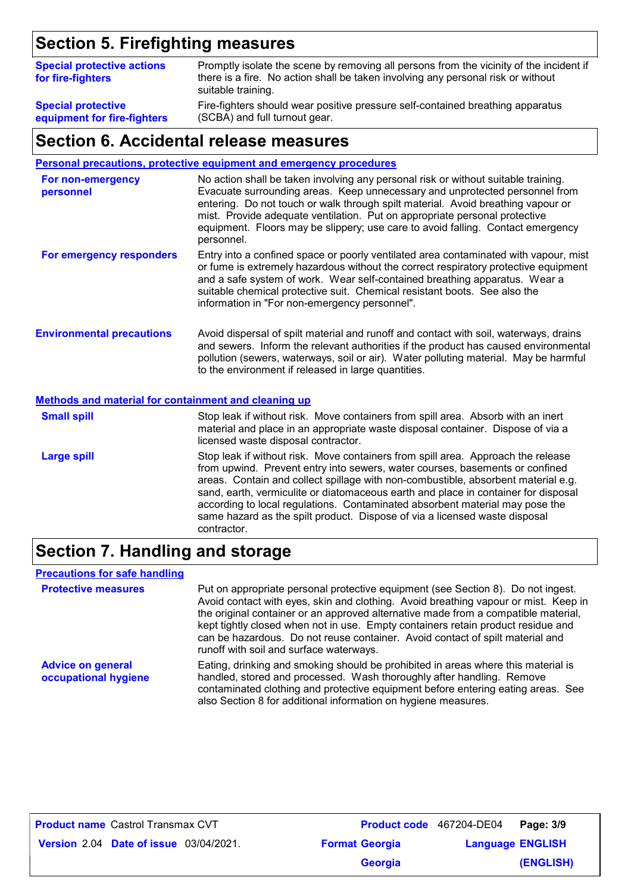## Section 5. Firefighting measures

**Special protective actions for fire-fighters**
Promptly isolate the scene by removing all persons from the vicinity of the incident if there is a fire. No action shall be taken involving any personal risk or without suitable training.

**Special protective equipment for fire-fighters**
Fire-fighters should wear positive pressure self-contained breathing apparatus (SCBA) and full turnout gear.

## Section 6. Accidental release measures

### Personal precautions, protective equipment and emergency procedures

**For non-emergency personnel**
No action shall be taken involving any personal risk or without suitable training. Evacuate surrounding areas. Keep unnecessary and unprotected personnel from entering. Do not touch or walk through spilt material. Avoid breathing vapour or mist. Provide adequate ventilation. Put on appropriate personal protective equipment. Floors may be slippery; use care to avoid falling. Contact emergency personnel.

**For emergency responders**
Entry into a confined space or poorly ventilated area contaminated with vapour, mist or fume is extremely hazardous without the correct respiratory protective equipment and a safe system of work. Wear self-contained breathing apparatus. Wear a suitable chemical protective suit. Chemical resistant boots. See also the information in "For non-emergency personnel".

**Environmental precautions**
Avoid dispersal of spilt material and runoff and contact with soil, waterways, drains and sewers. Inform the relevant authorities if the product has caused environmental pollution (sewers, waterways, soil or air). Water polluting material. May be harmful to the environment if released in large quantities.

### Methods and material for containment and cleaning up

**Small spill**
Stop leak if without risk. Move containers from spill area. Absorb with an inert material and place in an appropriate waste disposal container. Dispose of via a licensed waste disposal contractor.

**Large spill**
Stop leak if without risk. Move containers from spill area. Approach the release from upwind. Prevent entry into sewers, water courses, basements or confined areas. Contain and collect spillage with non-combustible, absorbent material e.g. sand, earth, vermiculite or diatomaceous earth and place in container for disposal according to local regulations. Contaminated absorbent material may pose the same hazard as the spilt product. Dispose of via a licensed waste disposal contractor.

## Section 7. Handling and storage

### Precautions for safe handling

**Protective measures**
Put on appropriate personal protective equipment (see Section 8). Do not ingest. Avoid contact with eyes, skin and clothing. Avoid breathing vapour or mist. Keep in the original container or an approved alternative made from a compatible material, kept tightly closed when not in use. Empty containers retain product residue and can be hazardous. Do not reuse container. Avoid contact of spilt material and runoff with soil and surface waterways.

**Advice on general occupational hygiene**
Eating, drinking and smoking should be prohibited in areas where this material is handled, stored and processed. Wash thoroughly after handling. Remove contaminated clothing and protective equipment before entering eating areas. See also Section 8 for additional information on hygiene measures.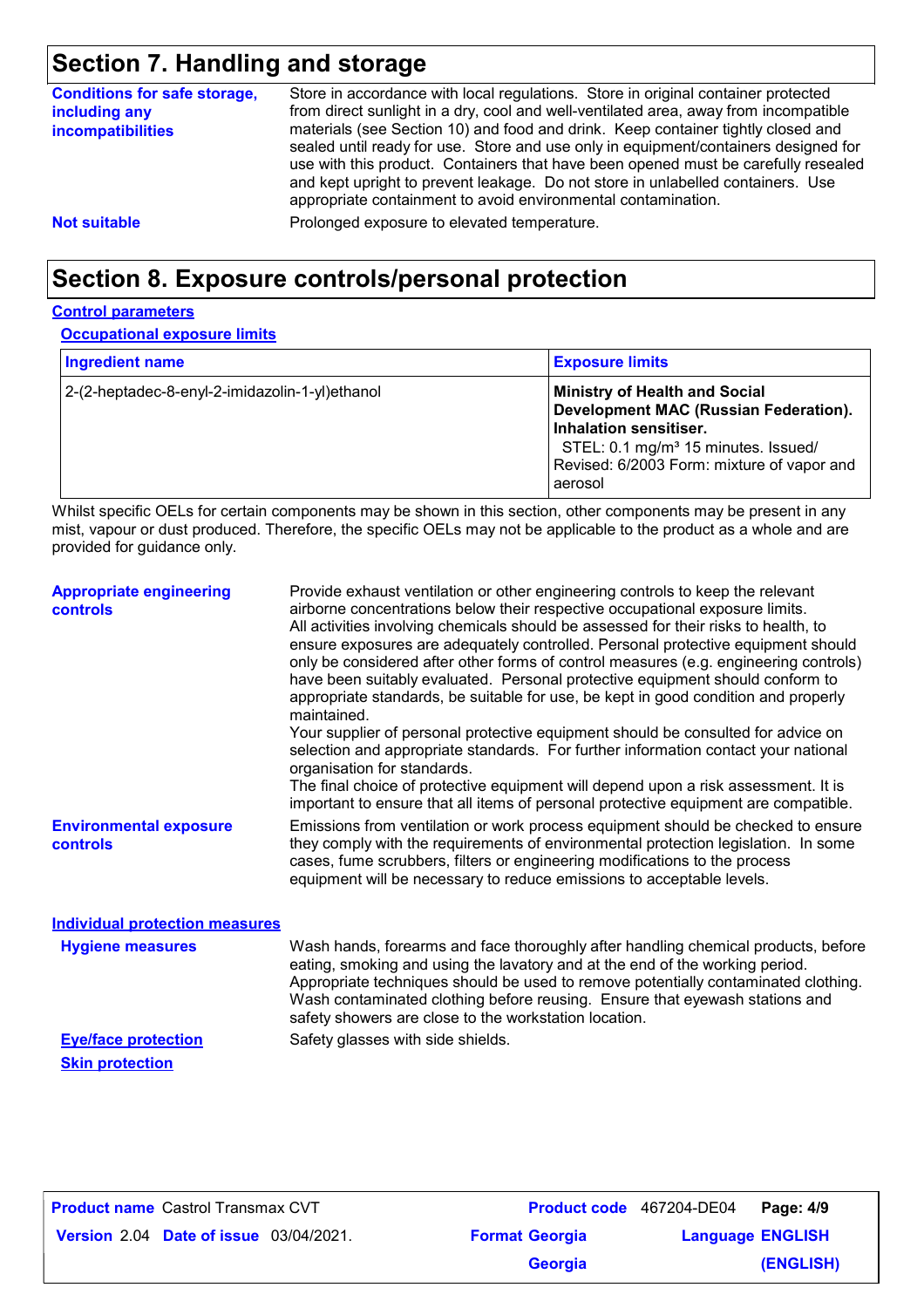## Section 7. Handling and storage

**Conditions for safe storage, including any incompatibilities**

Store in accordance with local regulations. Store in original container protected from direct sunlight in a dry, cool and well-ventilated area, away from incompatible materials (see Section 10) and food and drink. Keep container tightly closed and sealed until ready for use. Store and use only in equipment/containers designed for use with this product. Containers that have been opened must be carefully resealed and kept upright to prevent leakage. Do not store in unlabelled containers. Use appropriate containment to avoid environmental contamination.

**Not suitable**

Prolonged exposure to elevated temperature.

## Section 8. Exposure controls/personal protection

**Control parameters**

**Occupational exposure limits**

| Ingredient name | Exposure limits |
|---|---|
| 2-(2-heptadec-8-enyl-2-imidazolin-1-yl)ethanol | **Ministry of Health and Social Development MAC (Russian Federation). Inhalation sensitiser.** STEL: 0.1 mg/m³ 15 minutes. Issued/ Revised: 6/2003 Form: mixture of vapor and aerosol |

Whilst specific OELs for certain components may be shown in this section, other components may be present in any mist, vapour or dust produced. Therefore, the specific OELs may not be applicable to the product as a whole and are provided for guidance only.

**Appropriate engineering controls**

Provide exhaust ventilation or other engineering controls to keep the relevant airborne concentrations below their respective occupational exposure limits.
All activities involving chemicals should be assessed for their risks to health, to ensure exposures are adequately controlled. Personal protective equipment should only be considered after other forms of control measures (e.g. engineering controls) have been suitably evaluated. Personal protective equipment should conform to appropriate standards, be suitable for use, be kept in good condition and properly maintained.
Your supplier of personal protective equipment should be consulted for advice on selection and appropriate standards. For further information contact your national organisation for standards.
The final choice of protective equipment will depend upon a risk assessment. It is important to ensure that all items of personal protective equipment are compatible.

**Environmental exposure controls**

Emissions from ventilation or work process equipment should be checked to ensure they comply with the requirements of environmental protection legislation. In some cases, fume scrubbers, filters or engineering modifications to the process equipment will be necessary to reduce emissions to acceptable levels.

**Individual protection measures**

**Hygiene measures**

Wash hands, forearms and face thoroughly after handling chemical products, before eating, smoking and using the lavatory and at the end of the working period. Appropriate techniques should be used to remove potentially contaminated clothing. Wash contaminated clothing before reusing. Ensure that eyewash stations and safety showers are close to the workstation location.

**Eye/face protection**

Safety glasses with side shields.

**Skin protection**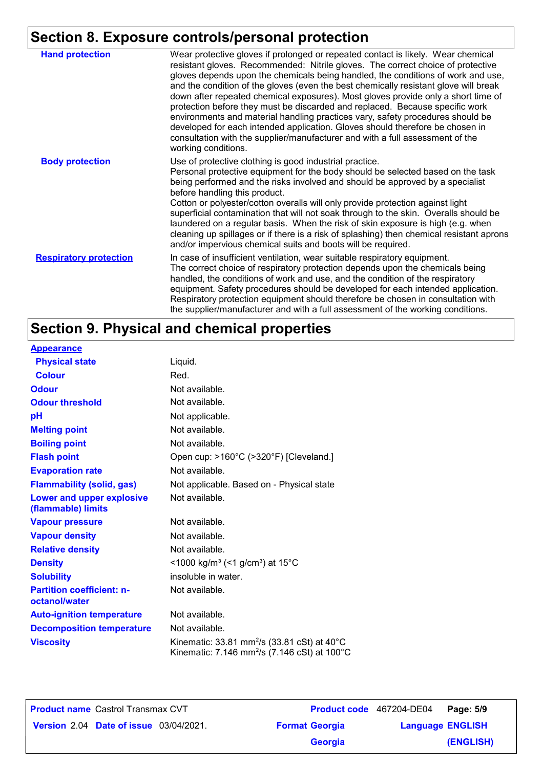## Section 8. Exposure controls/personal protection

| | |
|---|---|
| **Hand protection** | Wear protective gloves if prolonged or repeated contact is likely. Wear chemical resistant gloves. Recommended: Nitrile gloves. The correct choice of protective gloves depends upon the chemicals being handled, the conditions of work and use, and the condition of the gloves (even the best chemically resistant glove will break down after repeated chemical exposures). Most gloves provide only a short time of protection before they must be discarded and replaced. Because specific work environments and material handling practices vary, safety procedures should be developed for each intended application. Gloves should therefore be chosen in consultation with the supplier/manufacturer and with a full assessment of the working conditions. |
| **Body protection** | Use of protective clothing is good industrial practice. Personal protective equipment for the body should be selected based on the task being performed and the risks involved and should be approved by a specialist before handling this product. Cotton or polyester/cotton overalls will only provide protection against light superficial contamination that will not soak through to the skin. Overalls should be laundered on a regular basis. When the risk of skin exposure is high (e.g. when cleaning up spillages or if there is a risk of splashing) then chemical resistant aprons and/or impervious chemical suits and boots will be required. |
| **Respiratory protection** | In case of insufficient ventilation, wear suitable respiratory equipment. The correct choice of respiratory protection depends upon the chemicals being handled, the conditions of work and use, and the condition of the respiratory equipment. Safety procedures should be developed for each intended application. Respiratory protection equipment should therefore be chosen in consultation with the supplier/manufacturer and with a full assessment of the working conditions. |

## Section 9. Physical and chemical properties

| | |
|---|---|
| **Appearance** | |
| **Physical state** | Liquid. |
| **Colour** | Red. |
| **Odour** | Not available. |
| **Odour threshold** | Not available. |
| **pH** | Not applicable. |
| **Melting point** | Not available. |
| **Boiling point** | Not available. |
| **Flash point** | Open cup: >160°C (>320°F) [Cleveland.] |
| **Evaporation rate** | Not available. |
| **Flammability (solid, gas)** | Not applicable. Based on - Physical state |
| **Lower and upper explosive (flammable) limits** | Not available. |
| **Vapour pressure** | Not available. |
| **Vapour density** | Not available. |
| **Relative density** | Not available. |
| **Density** | <1000 kg/m³ (<1 g/cm³) at 15°C |
| **Solubility** | insoluble in water. |
| **Partition coefficient: n-octanol/water** | Not available. |
| **Auto-ignition temperature** | Not available. |
| **Decomposition temperature** | Not available. |
| **Viscosity** | Kinematic: 33.81 $mm^2/s$ (33.81 cSt) at 40°C<br>Kinematic: 7.146 $mm^2/s$ (7.146 cSt) at 100°C |

| | | | |
|---|---|---|---|
| **Product name** Castrol Transmax CVT | | **Product code** 467204-DE04 | |
| **Version** 2.04 | **Date of issue** 03/04/2021. | **Format** Georgia | **Language** ENGLISH |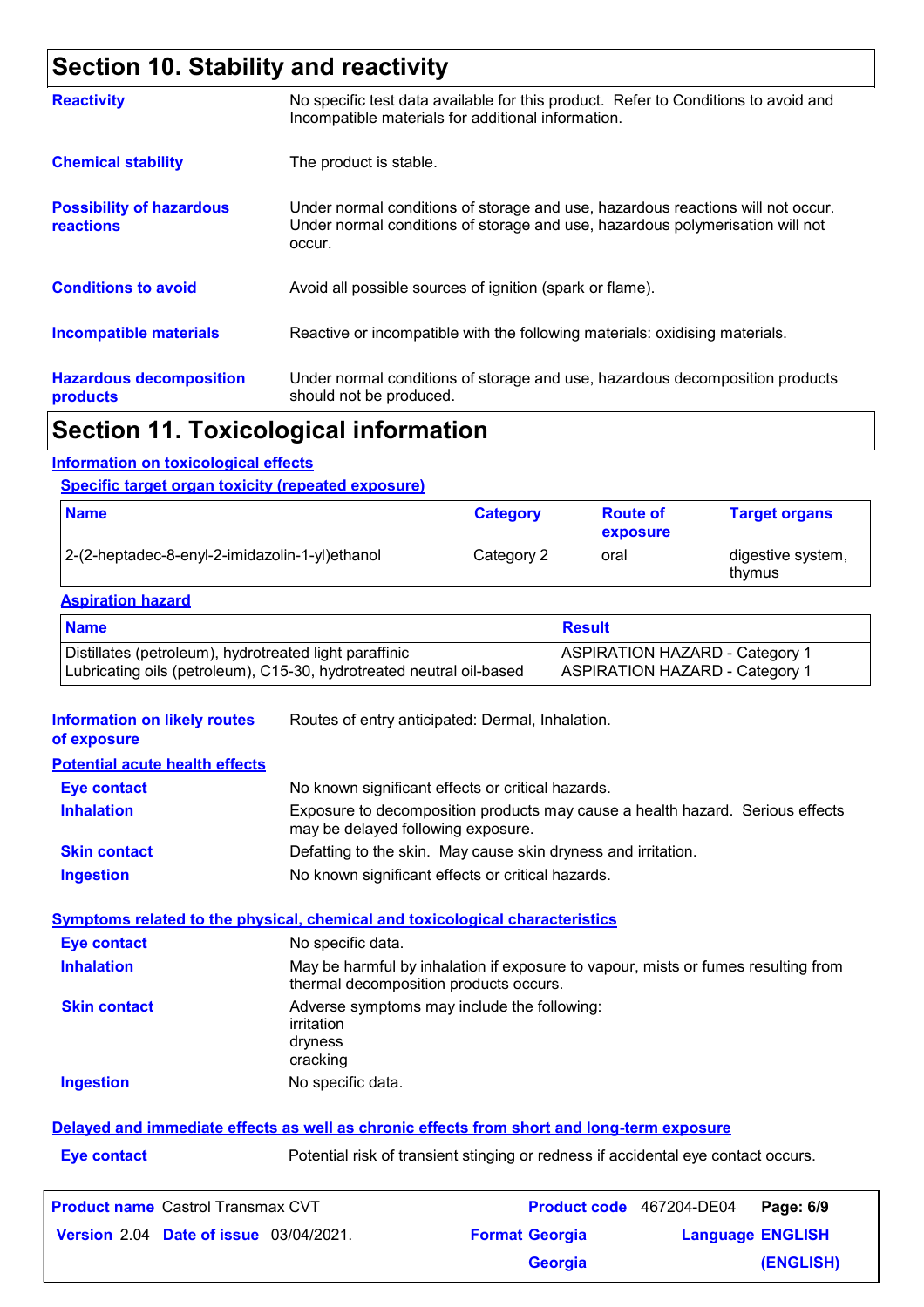## Section 10. Stability and reactivity

**Reactivity**
No specific test data available for this product. Refer to Conditions to avoid and Incompatible materials for additional information.

**Chemical stability**
The product is stable.

**Possibility of hazardous reactions**
Under normal conditions of storage and use, hazardous reactions will not occur.
Under normal conditions of storage and use, hazardous polymerisation will not occur.

**Conditions to avoid**
Avoid all possible sources of ignition (spark or flame).

**Incompatible materials**
Reactive or incompatible with the following materials: oxidising materials.

**Hazardous decomposition products**
Under normal conditions of storage and use, hazardous decomposition products should not be produced.

## Section 11. Toxicological information

### Information on toxicological effects

**Specific target organ toxicity (repeated exposure)**

| Name | Category | Route of exposure | Target organs |
|---|---|---|---|
| 2-(2-heptadec-8-enyl-2-imidazolin-1-yl)ethanol | Category 2 | oral | digestive system, thymus |

**Aspiration hazard**

| Name | Result |
|---|---|
| Distillates (petroleum), hydrotreated light paraffinic | ASPIRATION HAZARD - Category 1 |
| Lubricating oils (petroleum), C15-30, hydrotreated neutral oil-based | ASPIRATION HAZARD - Category 1 |

**Information on likely routes of exposure**
Routes of entry anticipated: Dermal, Inhalation.

**Potential acute health effects**

- **Eye contact**: No known significant effects or critical hazards.
- **Inhalation**: Exposure to decomposition products may cause a health hazard. Serious effects may be delayed following exposure.
- **Skin contact**: Defatting to the skin. May cause skin dryness and irritation.
- **Ingestion**: No known significant effects or critical hazards.

**Symptoms related to the physical, chemical and toxicological characteristics**

- **Eye contact**: No specific data.
- **Inhalation**: May be harmful by inhalation if exposure to vapour, mists or fumes resulting from thermal decomposition products occurs.
- **Skin contact**: Adverse symptoms may include the following:
  irritation
  dryness
  cracking
- **Ingestion**: No specific data.

**Delayed and immediate effects as well as chronic effects from short and long-term exposure**

- **Eye contact**: Potential risk of transient stinging or redness if accidental eye contact occurs.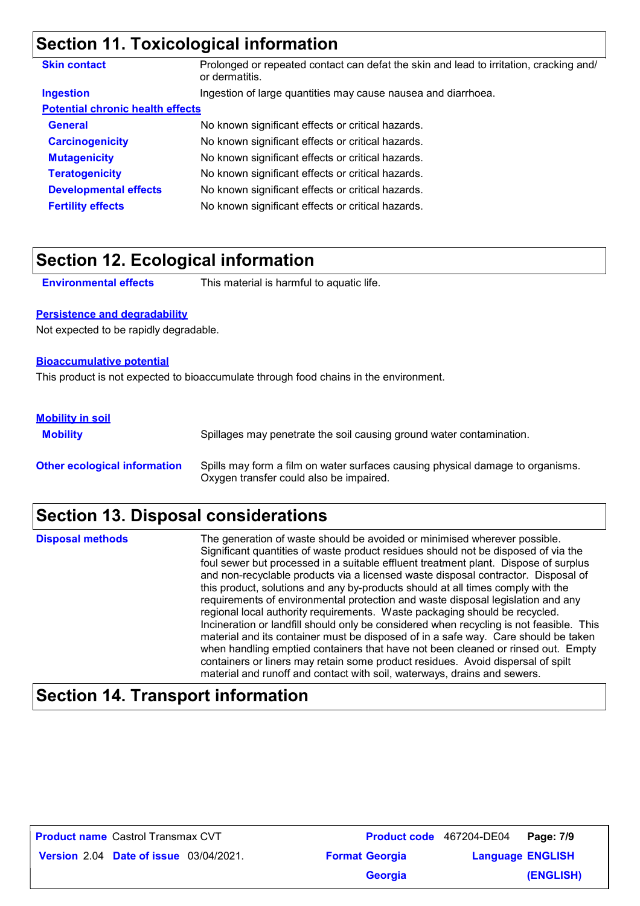## Section 11. Toxicological information

| | |
|---|---|
| **Skin contact** | Prolonged or repeated contact can defat the skin and lead to irritation, cracking and/or dermatitis. |
| **Ingestion** | Ingestion of large quantities may cause nausea and diarrhoea. |

**Potential chronic health effects**

| | |
|---|---|
| **General** | No known significant effects or critical hazards. |
| **Carcinogenicity** | No known significant effects or critical hazards. |
| **Mutagenicity** | No known significant effects or critical hazards. |
| **Teratogenicity** | No known significant effects or critical hazards. |
| **Developmental effects** | No known significant effects or critical hazards. |
| **Fertility effects** | No known significant effects or critical hazards. |

## Section 12. Ecological information

**Environmental effects** This material is harmful to aquatic life.

**Persistence and degradability**

Not expected to be rapidly degradable.

**Bioaccumulative potential**

This product is not expected to bioaccumulate through food chains in the environment.

**Mobility in soil**

**Mobility** Spillages may penetrate the soil causing ground water contamination.

**Other ecological information** Spills may form a film on water surfaces causing physical damage to organisms. Oxygen transfer could also be impaired.

## Section 13. Disposal considerations

**Disposal methods** The generation of waste should be avoided or minimised wherever possible. Significant quantities of waste product residues should not be disposed of via the foul sewer but processed in a suitable effluent treatment plant. Dispose of surplus and non-recyclable products via a licensed waste disposal contractor. Disposal of this product, solutions and any by-products should at all times comply with the requirements of environmental protection and waste disposal legislation and any regional local authority requirements. Waste packaging should be recycled. Incineration or landfill should only be considered when recycling is not feasible. This material and its container must be disposed of in a safe way. Care should be taken when handling emptied containers that have not been cleaned or rinsed out. Empty containers or liners may retain some product residues. Avoid dispersal of spilt material and runoff and contact with soil, waterways, drains and sewers.

## Section 14. Transport information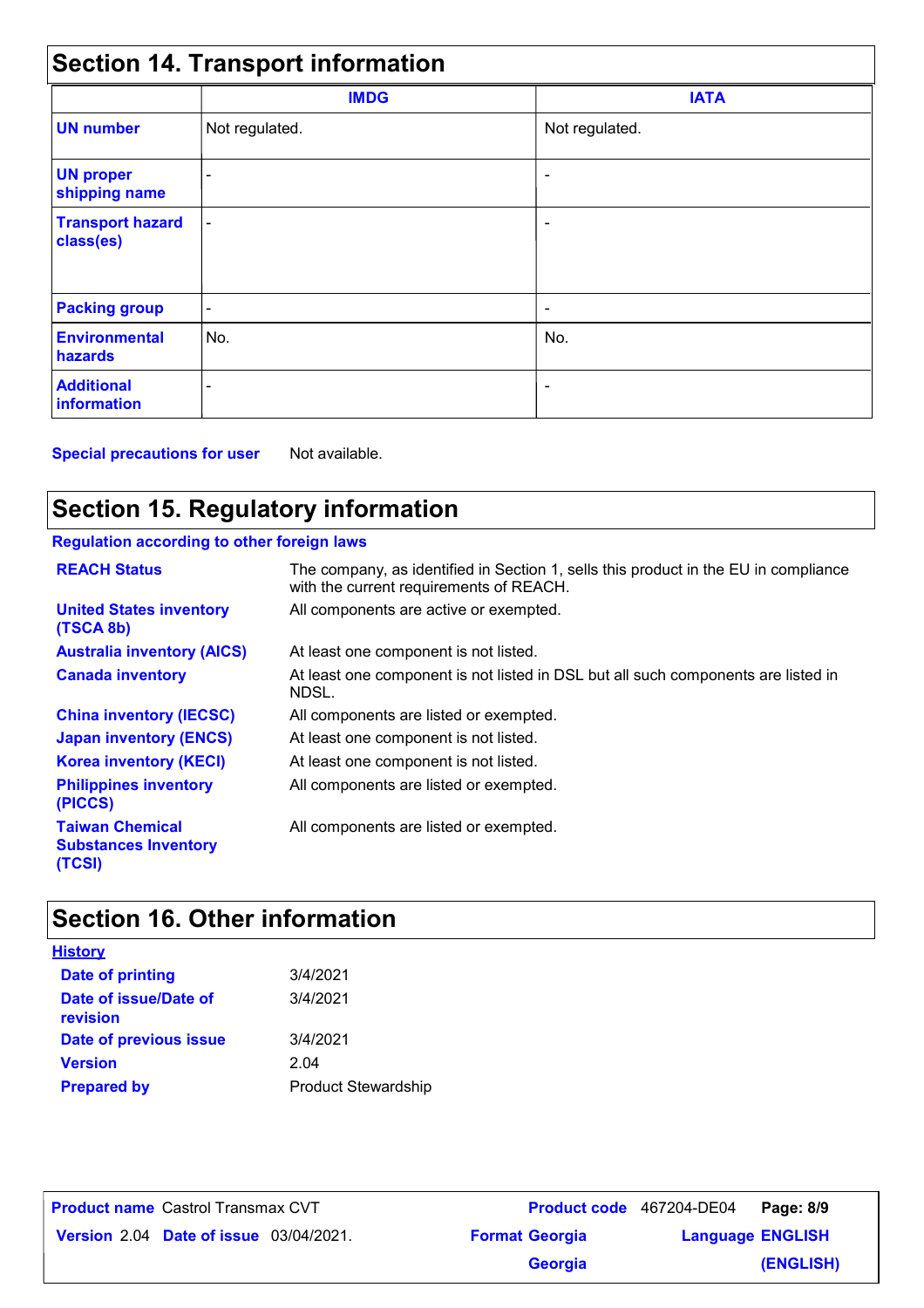## Section 14. Transport information

| | IMDG | IATA |
|---|---|---|
| **UN number** | Not regulated. | Not regulated. |
| **UN proper shipping name** | - | - |
| **Transport hazard class(es)** | - | - |
| **Packing group** | - | - |
| **Environmental hazards** | No. | No. |
| **Additional information** | - | - |

**Special precautions for user** Not available.

## Section 15. Regulatory information

**Regulation according to other foreign laws**

| | |
|---|---|
| **REACH Status** | The company, as identified in Section 1, sells this product in the EU in compliance with the current requirements of REACH. |
| **United States inventory (TSCA 8b)** | All components are active or exempted. |
| **Australia inventory (AICS)** | At least one component is not listed. |
| **Canada inventory** | At least one component is not listed in DSL but all such components are listed in NDSL. |
| **China inventory (IECSC)** | All components are listed or exempted. |
| **Japan inventory (ENCS)** | At least one component is not listed. |
| **Korea inventory (KECI)** | At least one component is not listed. |
| **Philippines inventory (PICCS)** | All components are listed or exempted. |
| **Taiwan Chemical Substances Inventory (TCSI)** | All components are listed or exempted. |

## Section 16. Other information

**History**

| | |
|---|---|
| **Date of printing** | 3/4/2021 |
| **Date of issue/Date of revision** | 3/4/2021 |
| **Date of previous issue** | 3/4/2021 |
| **Version** | 2.04 |
| **Prepared by** | Product Stewardship |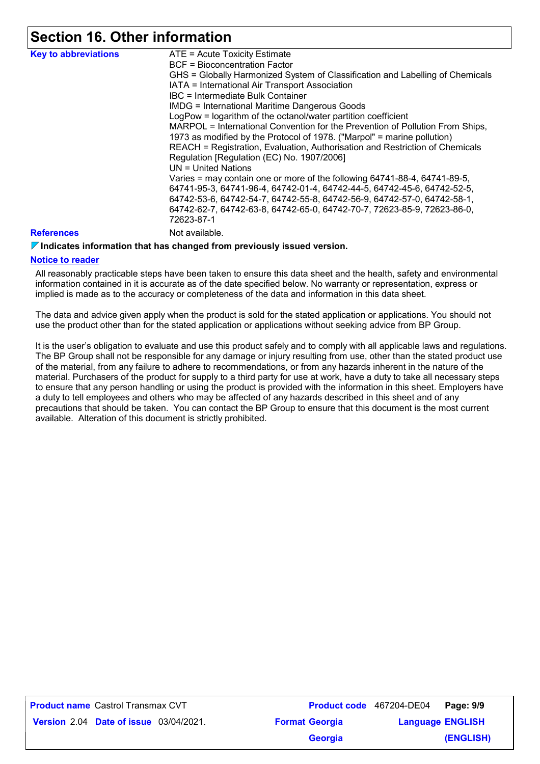## Section 16. Other information

**Key to abbreviations**

ATE = Acute Toxicity Estimate
BCF = Bioconcentration Factor
GHS = Globally Harmonized System of Classification and Labelling of Chemicals
IATA = International Air Transport Association
IBC = Intermediate Bulk Container
IMDG = International Maritime Dangerous Goods
LogPow = logarithm of the octanol/water partition coefficient
MARPOL = International Convention for the Prevention of Pollution From Ships, 1973 as modified by the Protocol of 1978. ("Marpol" = marine pollution)
REACH = Registration, Evaluation, Authorisation and Restriction of Chemicals Regulation [Regulation (EC) No. 1907/2006]
UN = United Nations
Varies = may contain one or more of the following 64741-88-4, 64741-89-5, 64741-95-3, 64741-96-4, 64742-01-4, 64742-44-5, 64742-45-6, 64742-52-5, 64742-53-6, 64742-54-7, 64742-55-8, 64742-56-9, 64742-57-0, 64742-58-1, 64742-62-7, 64742-63-8, 64742-65-0, 64742-70-7, 72623-85-9, 72623-86-0, 72623-87-1

**References** Not available.

**Indicates information that has changed from previously issued version.**

**Notice to reader**

All reasonably practicable steps have been taken to ensure this data sheet and the health, safety and environmental information contained in it is accurate as of the date specified below. No warranty or representation, express or implied is made as to the accuracy or completeness of the data and information in this data sheet.

The data and advice given apply when the product is sold for the stated application or applications. You should not use the product other than for the stated application or applications without seeking advice from BP Group.

It is the user's obligation to evaluate and use this product safely and to comply with all applicable laws and regulations. The BP Group shall not be responsible for any damage or injury resulting from use, other than the stated product use of the material, from any failure to adhere to recommendations, or from any hazards inherent in the nature of the material. Purchasers of the product for supply to a third party for use at work, have a duty to take all necessary steps to ensure that any person handling or using the product is provided with the information in this sheet. Employers have a duty to tell employees and others who may be affected of any hazards described in this sheet and of any precautions that should be taken. You can contact the BP Group to ensure that this document is the most current available. Alteration of this document is strictly prohibited.